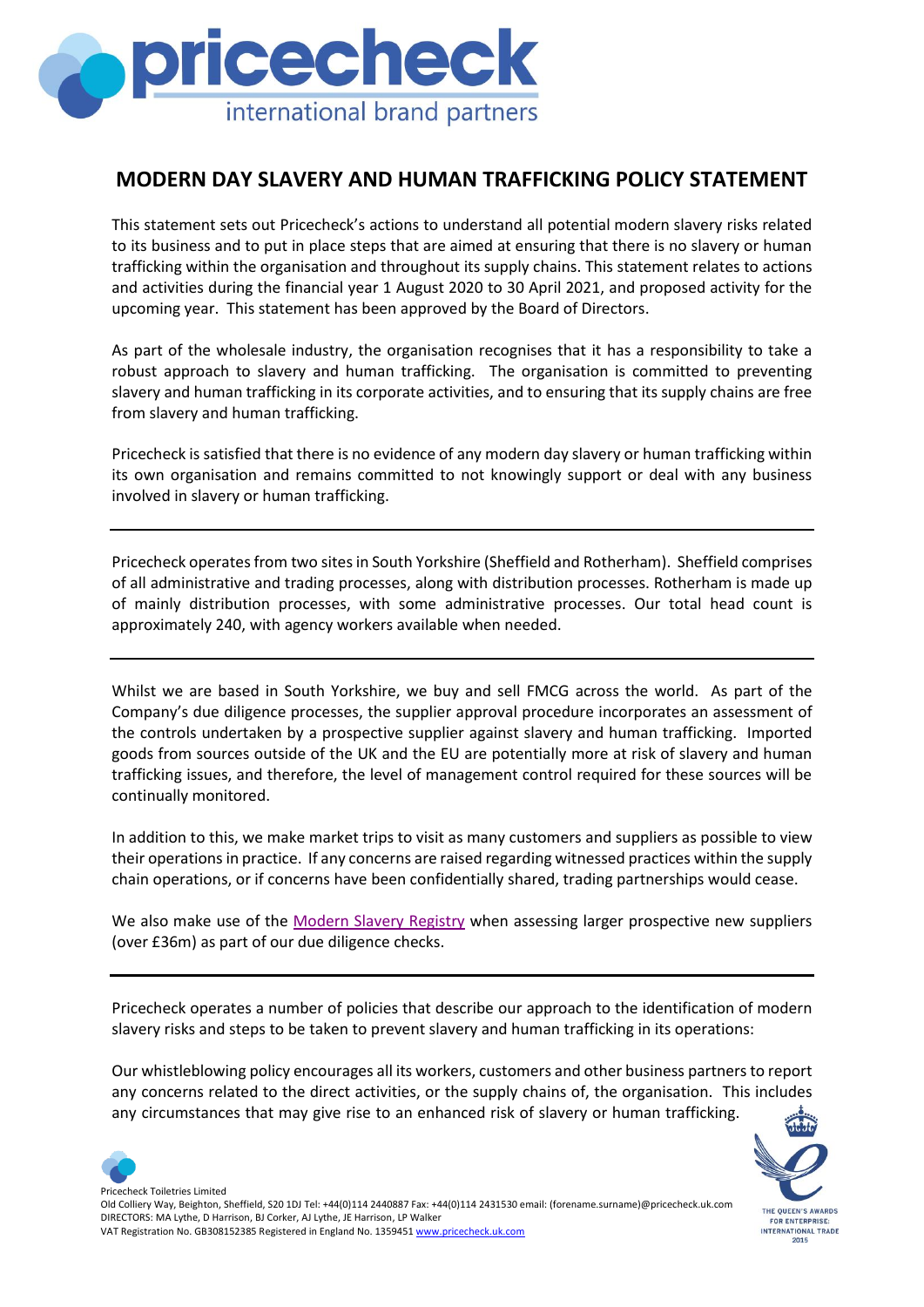# MODERN DAY SLAVERY AND HUMAN TRAFFICKING POLICY STATEMENT

This statement sets out Pricecheck's actions to understand all potential modern slavery risks related to its business and to put in place steps that are aimed at ensuring that there is no slavery or human trafficking within the organisation and throughout its supply chains. This statement relates to actions and activities during the financial year 1 August 2020 to 30 April 2021, and proposed activity for the upcoming year. This statement has been approved by the Board of Directors.

As part of the wholesale industry, the organisation recognises that it has a responsibility to take a robust approach to slavery and human trafficking. The organisation is committed to preventing slavery and human trafficking in its corporate activities, and to ensuring that its supply chains are free from slavery and human trafficking.

Pricecheck is satisfied that there is no evidence of any modern day slavery or human trafficking within its own organisation and remains committed to not knowingly support or deal with any business involved in slavery or human trafficking.

---

Pricecheck operates from two sites in South Yorkshire (Sheffield and Rotherham). Sheffield comprises of all administrative and trading processes, along with distribution processes. Rotherham is made up of mainly distribution processes, with some administrative processes. Our total head count is approximately 240, with agency workers available when needed.

---

Whilst we are based in South Yorkshire, we buy and sell FMCG across the world. As part of the Company's due diligence processes, the supplier approval procedure incorporates an assessment of the controls undertaken by a prospective supplier against slavery and human trafficking. Imported goods from sources outside of the UK and the EU are potentially more at risk of slavery and human trafficking issues, and therefore, the level of management control required for these sources will be continually monitored.

In addition to this, we make market trips to visit as many customers and suppliers as possible to view their operations in practice. If any concerns are raised regarding witnessed practices within the supply chain operations, or if concerns have been confidentially shared, trading partnerships would cease.

We also make use of the Modern Slavery Registry when assessing larger prospective new suppliers (over £36m) as part of our due diligence checks.

---

Pricecheck operates a number of policies that describe our approach to the identification of modern slavery risks and steps to be taken to prevent slavery and human trafficking in its operations:

Our whistleblowing policy encourages all its workers, customers and other business partners to report any concerns related to the direct activities, or the supply chains of, the organisation. This includes any circumstances that may give rise to an enhanced risk of slavery or human trafficking.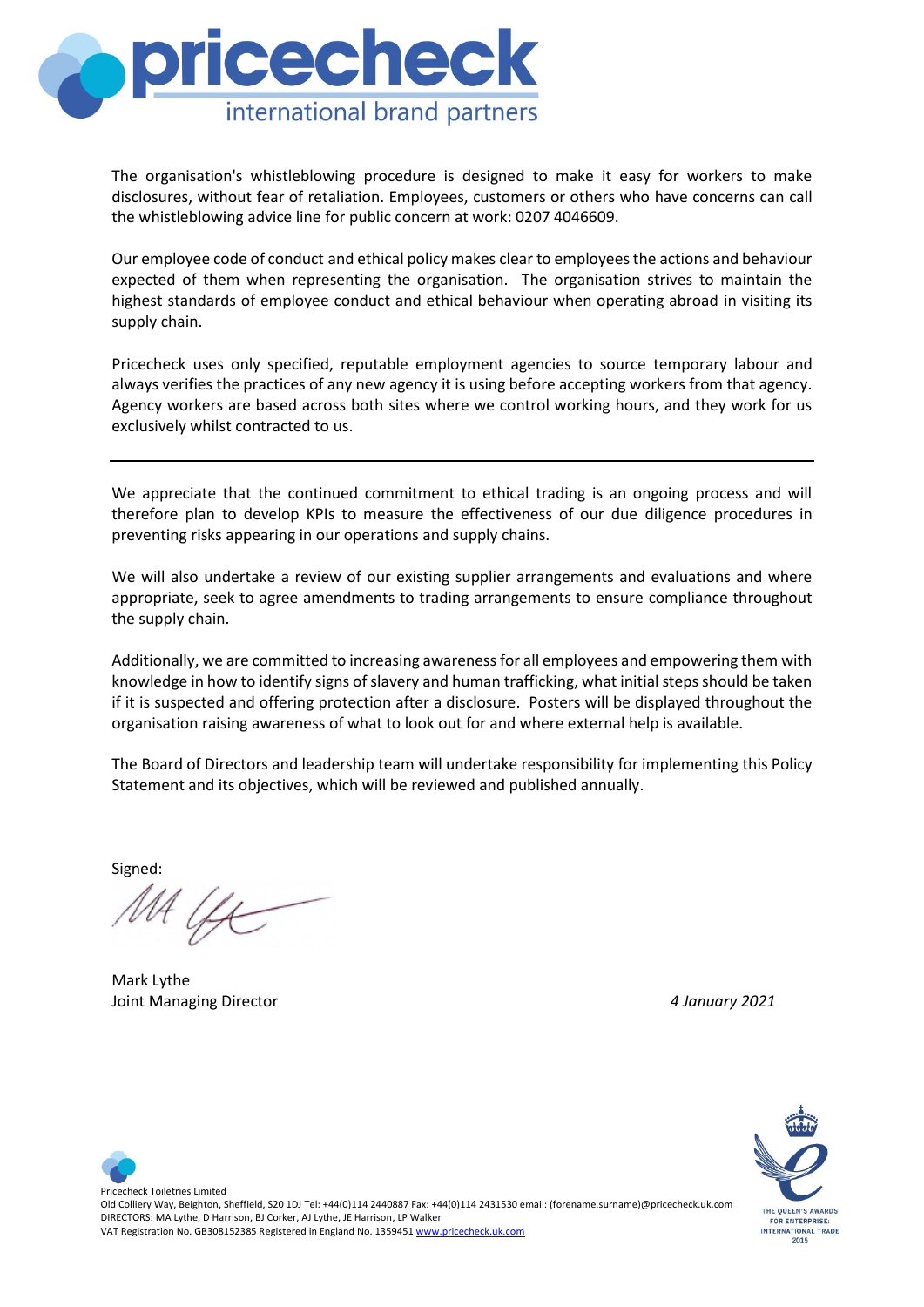The organisation's whistleblowing procedure is designed to make it easy for workers to make disclosures, without fear of retaliation. Employees, customers or others who have concerns can call the whistleblowing advice line for public concern at work: 0207 4046609.

Our employee code of conduct and ethical policy makes clear to employees the actions and behaviour expected of them when representing the organisation. The organisation strives to maintain the highest standards of employee conduct and ethical behaviour when operating abroad in visiting its supply chain.

Pricecheck uses only specified, reputable employment agencies to source temporary labour and always verifies the practices of any new agency it is using before accepting workers from that agency. Agency workers are based across both sites where we control working hours, and they work for us exclusively whilst contracted to us.

---

We appreciate that the continued commitment to ethical trading is an ongoing process and will therefore plan to develop KPIs to measure the effectiveness of our due diligence procedures in preventing risks appearing in our operations and supply chains.

We will also undertake a review of our existing supplier arrangements and evaluations and where appropriate, seek to agree amendments to trading arrangements to ensure compliance throughout the supply chain.

Additionally, we are committed to increasing awareness for all employees and empowering them with knowledge in how to identify signs of slavery and human trafficking, what initial steps should be taken if it is suspected and offering protection after a disclosure. Posters will be displayed throughout the organisation raising awareness of what to look out for and where external help is available.

The Board of Directors and leadership team will undertake responsibility for implementing this Policy Statement and its objectives, which will be reviewed and published annually.

Signed:

Mark Lythe
Joint Managing Director

*4 January 2021*

Pricecheck Toiletries Limited
Old Colliery Way, Beighton, Sheffield, S20 1DJ Tel: +44(0)114 2440887 Fax: +44(0)114 2431530 email: (forename.surname)@pricecheck.uk.com
DIRECTORS: MA Lythe, D Harrison, BJ Corker, AJ Lythe, JE Harrison, LP Walker
VAT Registration No. GB308152385 Registered in England No. 1359451 www.pricecheck.uk.com